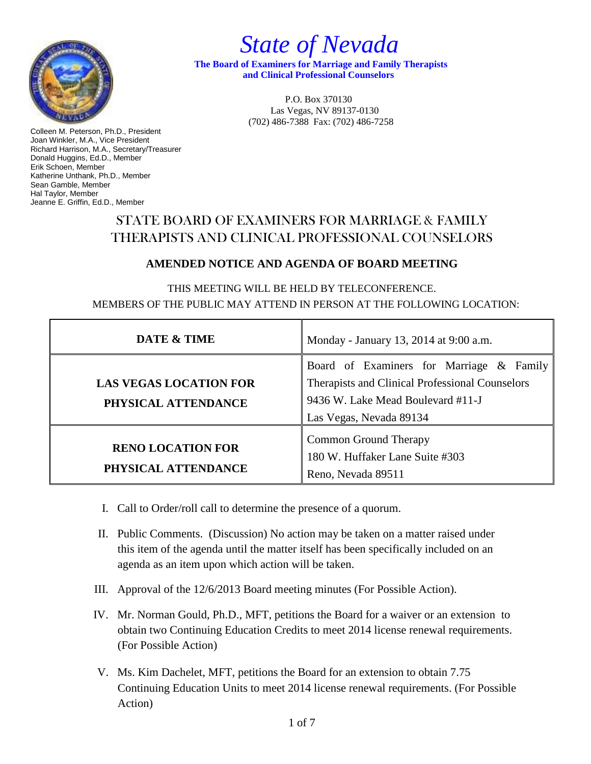# *State of Nevada*

**The Board of Examiners for Marriage and Family Therapists and Clinical Professional Counselors**

P.O. Box 370130
Las Vegas, NV 89137-0130
(702) 486-7388 Fax: (702) 486-7258

Colleen M. Peterson, Ph.D., President
Joan Winkler, M.A., Vice President
Richard Harrison, M.A., Secretary/Treasurer
Donald Huggins, Ed.D., Member
Erik Schoen, Member
Katherine Unthank, Ph.D., Member
Sean Gamble, Member
Hal Taylor, Member
Jeanne E. Griffin, Ed.D., Member

## STATE BOARD OF EXAMINERS FOR MARRIAGE & FAMILY THERAPISTS AND CLINICAL PROFESSIONAL COUNSELORS

### AMENDED NOTICE AND AGENDA OF BOARD MEETING

THIS MEETING WILL BE HELD BY TELECONFERENCE.
MEMBERS OF THE PUBLIC MAY ATTEND IN PERSON AT THE FOLLOWING LOCATION:

| | |
|---|---|
| **DATE & TIME** | Monday - January 13, 2014 at 9:00 a.m. |
| **LAS VEGAS LOCATION FOR PHYSICAL ATTENDANCE** | Board of Examiners for Marriage & Family Therapists and Clinical Professional Counselors<br>9436 W. Lake Mead Boulevard #11-J<br>Las Vegas, Nevada 89134 |
| **RENO LOCATION FOR PHYSICAL ATTENDANCE** | Common Ground Therapy<br>180 W. Huffaker Lane Suite #303<br>Reno, Nevada 89511 |

I. Call to Order/roll call to determine the presence of a quorum.

II. Public Comments. (Discussion) No action may be taken on a matter raised under this item of the agenda until the matter itself has been specifically included on an agenda as an item upon which action will be taken.

III. Approval of the 12/6/2013 Board meeting minutes (For Possible Action).

IV. Mr. Norman Gould, Ph.D., MFT, petitions the Board for a waiver or an extension to obtain two Continuing Education Credits to meet 2014 license renewal requirements. (For Possible Action)

V. Ms. Kim Dachelet, MFT, petitions the Board for an extension to obtain 7.75 Continuing Education Units to meet 2014 license renewal requirements. (For Possible Action)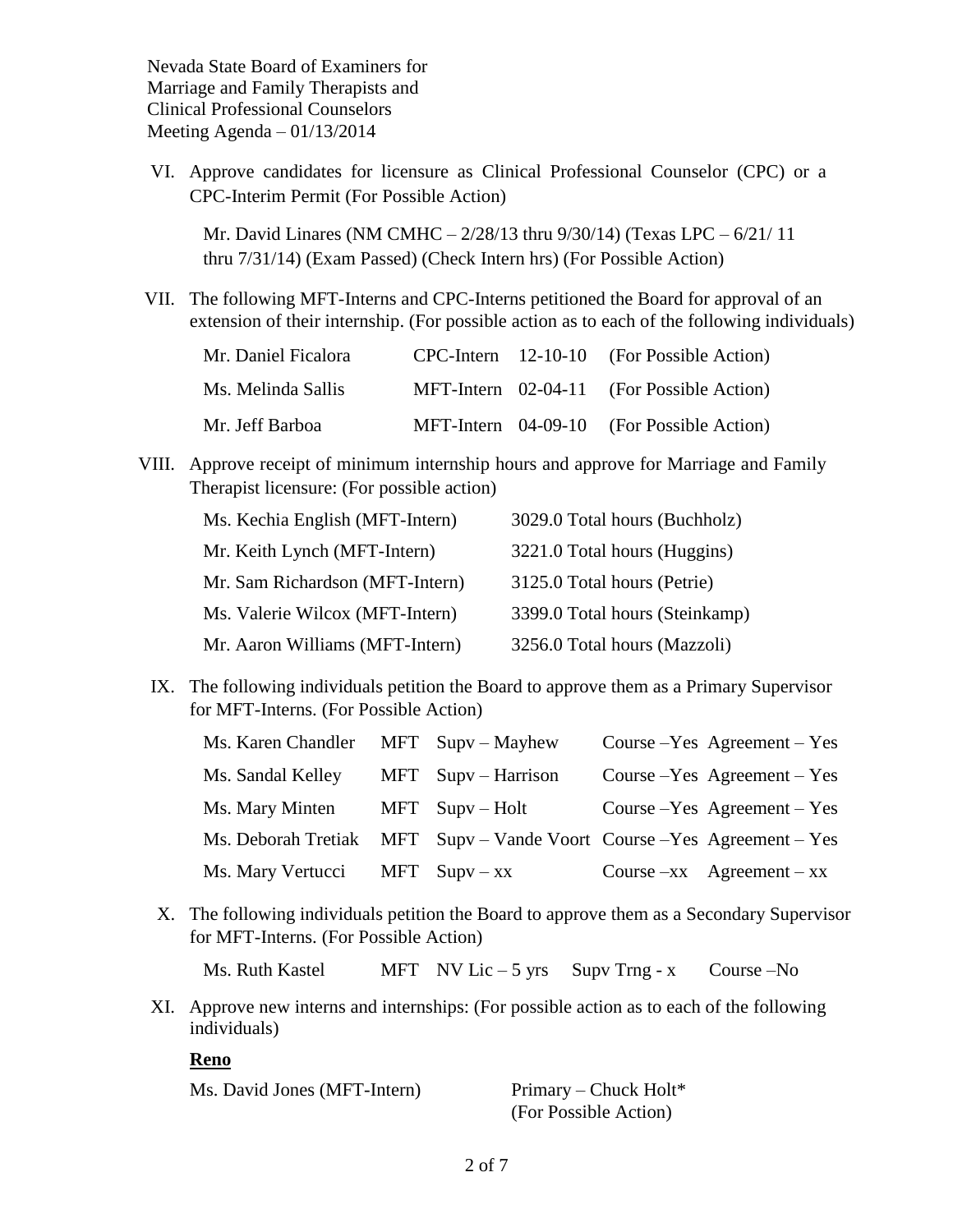Nevada State Board of Examiners for
Marriage and Family Therapists and
Clinical Professional Counselors
Meeting Agenda – 01/13/2014

VI. Approve candidates for licensure as Clinical Professional Counselor (CPC) or a CPC-Interim Permit (For Possible Action)

Mr. David Linares (NM CMHC – 2/28/13 thru 9/30/14) (Texas LPC – 6/21/ 11 thru 7/31/14) (Exam Passed) (Check Intern hrs) (For Possible Action)

VII. The following MFT-Interns and CPC-Interns petitioned the Board for approval of an extension of their internship. (For possible action as to each of the following individuals)

| | | | |
|---|---|---|---|
| Mr. Daniel Ficalora | CPC-Intern | 12-10-10 | (For Possible Action) |
| Ms. Melinda Sallis | MFT-Intern | 02-04-11 | (For Possible Action) |
| Mr. Jeff Barboa | MFT-Intern | 04-09-10 | (For Possible Action) |

VIII. Approve receipt of minimum internship hours and approve for Marriage and Family Therapist licensure: (For possible action)

| | |
|---|---|
| Ms. Kechia English (MFT-Intern) | 3029.0 Total hours (Buchholz) |
| Mr. Keith Lynch (MFT-Intern) | 3221.0 Total hours (Huggins) |
| Mr. Sam Richardson (MFT-Intern) | 3125.0 Total hours (Petrie) |
| Ms. Valerie Wilcox (MFT-Intern) | 3399.0 Total hours (Steinkamp) |
| Mr. Aaron Williams (MFT-Intern) | 3256.0 Total hours (Mazzoli) |

IX. The following individuals petition the Board to approve them as a Primary Supervisor for MFT-Interns. (For Possible Action)

| | | | | |
|---|---|---|---|---|
| Ms. Karen Chandler | MFT | Supv – Mayhew | Course –Yes | Agreement – Yes |
| Ms. Sandal Kelley | MFT | Supv – Harrison | Course –Yes | Agreement – Yes |
| Ms. Mary Minten | MFT | Supv – Holt | Course –Yes | Agreement – Yes |
| Ms. Deborah Tretiak | MFT | Supv – Vande Voort | Course –Yes | Agreement – Yes |
| Ms. Mary Vertucci | MFT | Supv – xx | Course –xx | Agreement – xx |

X. The following individuals petition the Board to approve them as a Secondary Supervisor for MFT-Interns. (For Possible Action)

| | | | | |
|---|---|---|---|---|
| Ms. Ruth Kastel | MFT | NV Lic – 5 yrs | Supv Trng - x | Course –No |

XI. Approve new interns and internships: (For possible action as to each of the following individuals)

**Reno**

Ms. David Jones (MFT-Intern) Primary – Chuck Holt*
(For Possible Action)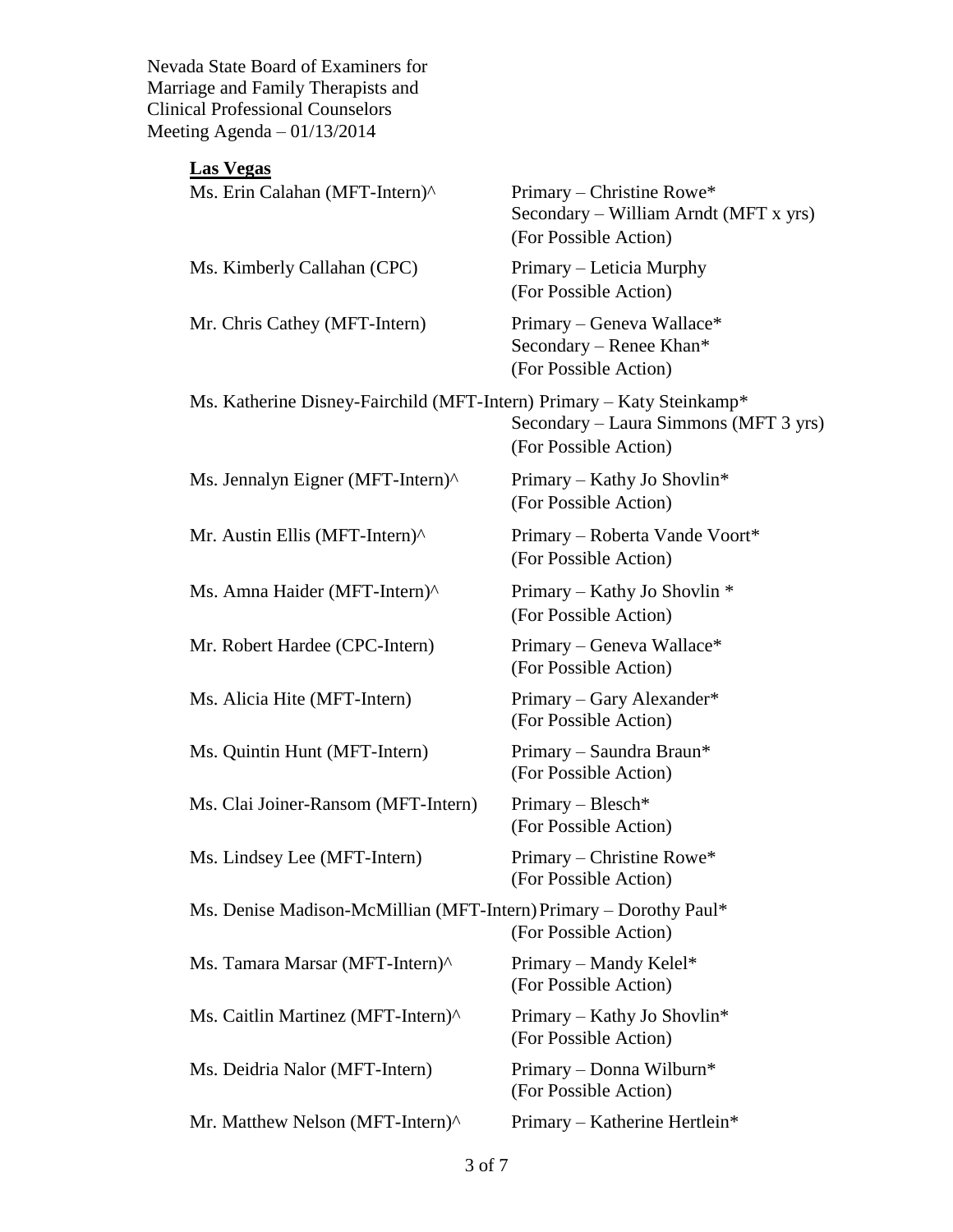**Las Vegas**

| | |
|---|---|
| Ms. Erin Calahan (MFT-Intern)^ | Primary – Christine Rowe*<br>Secondary – William Arndt (MFT x yrs)<br>(For Possible Action) |
| Ms. Kimberly Callahan (CPC) | Primary – Leticia Murphy<br>(For Possible Action) |
| Mr. Chris Cathey (MFT-Intern) | Primary – Geneva Wallace*<br>Secondary – Renee Khan*<br>(For Possible Action) |
| Ms. Katherine Disney-Fairchild (MFT-Intern) | Primary – Katy Steinkamp*<br>Secondary – Laura Simmons (MFT 3 yrs)<br>(For Possible Action) |
| Ms. Jennalyn Eigner (MFT-Intern)^ | Primary – Kathy Jo Shovlin*<br>(For Possible Action) |
| Mr. Austin Ellis (MFT-Intern)^ | Primary – Roberta Vande Voort*<br>(For Possible Action) |
| Ms. Amna Haider (MFT-Intern)^ | Primary – Kathy Jo Shovlin *<br>(For Possible Action) |
| Mr. Robert Hardee (CPC-Intern) | Primary – Geneva Wallace*<br>(For Possible Action) |
| Ms. Alicia Hite (MFT-Intern) | Primary – Gary Alexander*<br>(For Possible Action) |
| Ms. Quintin Hunt (MFT-Intern) | Primary – Saundra Braun*<br>(For Possible Action) |
| Ms. Clai Joiner-Ransom (MFT-Intern) | Primary – Blesch*<br>(For Possible Action) |
| Ms. Lindsey Lee (MFT-Intern) | Primary – Christine Rowe*<br>(For Possible Action) |
| Ms. Denise Madison-McMillian (MFT-Intern) | Primary – Dorothy Paul*<br>(For Possible Action) |
| Ms. Tamara Marsar (MFT-Intern)^ | Primary – Mandy Kelel*<br>(For Possible Action) |
| Ms. Caitlin Martinez (MFT-Intern)^ | Primary – Kathy Jo Shovlin*<br>(For Possible Action) |
| Ms. Deidria Nalor (MFT-Intern) | Primary – Donna Wilburn*<br>(For Possible Action) |
| Mr. Matthew Nelson (MFT-Intern)^ | Primary – Katherine Hertlein* |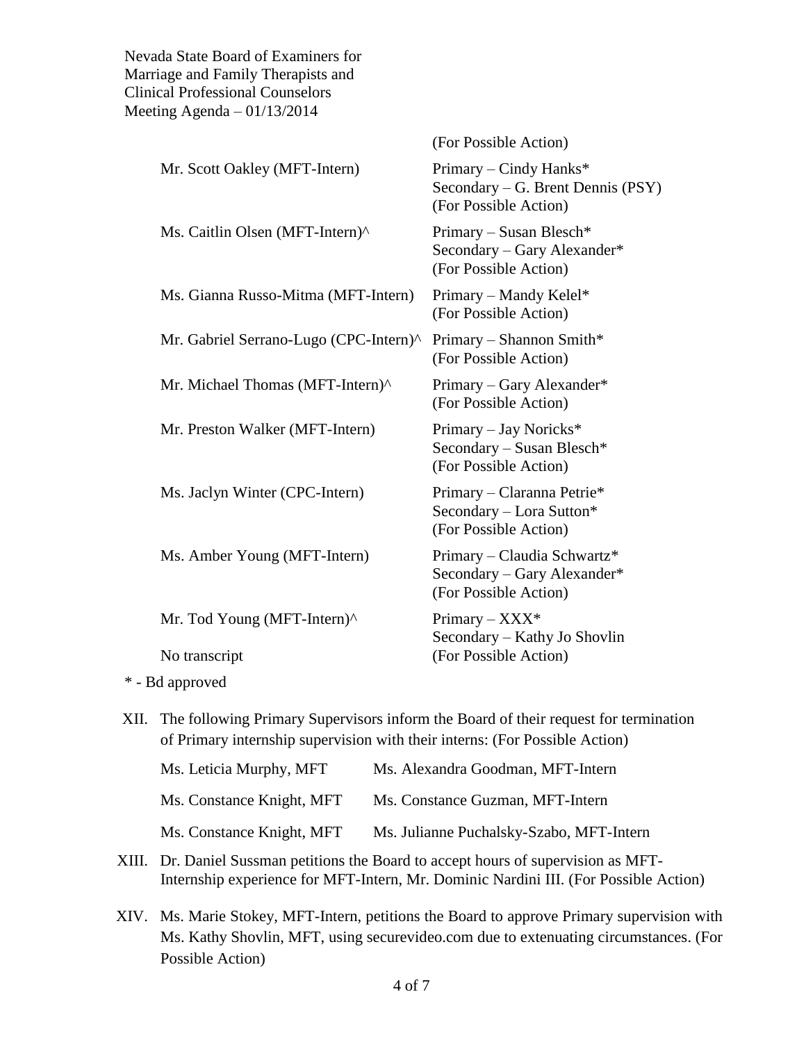| | |
|---|---|
| | (For Possible Action) |
| Mr. Scott Oakley (MFT-Intern) | Primary – Cindy Hanks*<br>Secondary – G. Brent Dennis (PSY)<br>(For Possible Action) |
| Ms. Caitlin Olsen (MFT-Intern)^ | Primary – Susan Blesch*<br>Secondary – Gary Alexander*<br>(For Possible Action) |
| Ms. Gianna Russo-Mitma (MFT-Intern) | Primary – Mandy Kelel*<br>(For Possible Action) |
| Mr. Gabriel Serrano-Lugo (CPC-Intern)^ | Primary – Shannon Smith*<br>(For Possible Action) |
| Mr. Michael Thomas (MFT-Intern)^ | Primary – Gary Alexander*<br>(For Possible Action) |
| Mr. Preston Walker (MFT-Intern) | Primary – Jay Noricks*<br>Secondary – Susan Blesch*<br>(For Possible Action) |
| Ms. Jaclyn Winter (CPC-Intern) | Primary – Claranna Petrie*<br>Secondary – Lora Sutton*<br>(For Possible Action) |
| Ms. Amber Young (MFT-Intern) | Primary – Claudia Schwartz*<br>Secondary – Gary Alexander*<br>(For Possible Action) |
| Mr. Tod Young (MFT-Intern)^<br><br>No transcript | Primary – XXX*<br>Secondary – Kathy Jo Shovlin<br>(For Possible Action) |

* - Bd approved

XII. The following Primary Supervisors inform the Board of their request for termination of Primary internship supervision with their interns: (For Possible Action)

| | |
|---|---|
| Ms. Leticia Murphy, MFT | Ms. Alexandra Goodman, MFT-Intern |
| Ms. Constance Knight, MFT | Ms. Constance Guzman, MFT-Intern |
| Ms. Constance Knight, MFT | Ms. Julianne Puchalsky-Szabo, MFT-Intern |

XIII. Dr. Daniel Sussman petitions the Board to accept hours of supervision as MFT-Internship experience for MFT-Intern, Mr. Dominic Nardini III. (For Possible Action)

XIV. Ms. Marie Stokey, MFT-Intern, petitions the Board to approve Primary supervision with Ms. Kathy Shovlin, MFT, using securevideo.com due to extenuating circumstances. (For Possible Action)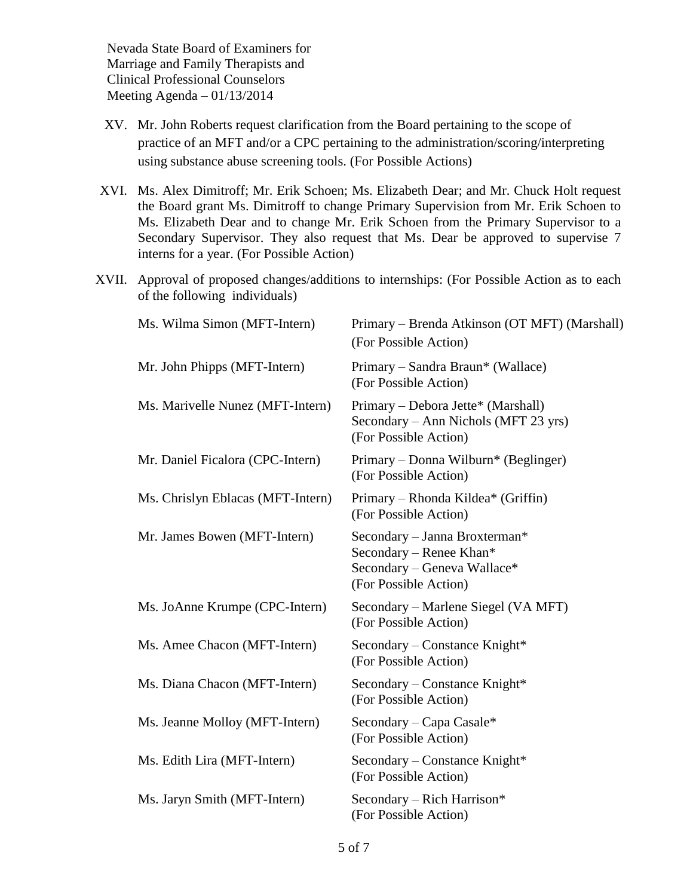Nevada State Board of Examiners for
Marriage and Family Therapists and
Clinical Professional Counselors
Meeting Agenda – 01/13/2014

XV. Mr. John Roberts request clarification from the Board pertaining to the scope of practice of an MFT and/or a CPC pertaining to the administration/scoring/interpreting using substance abuse screening tools. (For Possible Actions)

XVI. Ms. Alex Dimitroff; Mr. Erik Schoen; Ms. Elizabeth Dear; and Mr. Chuck Holt request the Board grant Ms. Dimitroff to change Primary Supervision from Mr. Erik Schoen to Ms. Elizabeth Dear and to change Mr. Erik Schoen from the Primary Supervisor to a Secondary Supervisor. They also request that Ms. Dear be approved to supervise 7 interns for a year. (For Possible Action)

XVII. Approval of proposed changes/additions to internships: (For Possible Action as to each of the following individuals)

| | |
|---|---|
| Ms. Wilma Simon (MFT-Intern) | Primary – Brenda Atkinson (OT MFT) (Marshall) (For Possible Action) |
| Mr. John Phipps (MFT-Intern) | Primary – Sandra Braun* (Wallace) (For Possible Action) |
| Ms. Marivelle Nunez (MFT-Intern) | Primary – Debora Jette* (Marshall)<br>Secondary – Ann Nichols (MFT 23 yrs)<br>(For Possible Action) |
| Mr. Daniel Ficalora (CPC-Intern) | Primary – Donna Wilburn* (Beglinger) (For Possible Action) |
| Ms. Chrislyn Eblacas (MFT-Intern) | Primary – Rhonda Kildea* (Griffin) (For Possible Action) |
| Mr. James Bowen (MFT-Intern) | Secondary – Janna Broxterman*<br>Secondary – Renee Khan*<br>Secondary – Geneva Wallace*<br>(For Possible Action) |
| Ms. JoAnne Krumpe (CPC-Intern) | Secondary – Marlene Siegel (VA MFT) (For Possible Action) |
| Ms. Amee Chacon (MFT-Intern) | Secondary – Constance Knight* (For Possible Action) |
| Ms. Diana Chacon (MFT-Intern) | Secondary – Constance Knight* (For Possible Action) |
| Ms. Jeanne Molloy (MFT-Intern) | Secondary – Capa Casale* (For Possible Action) |
| Ms. Edith Lira (MFT-Intern) | Secondary – Constance Knight* (For Possible Action) |
| Ms. Jaryn Smith (MFT-Intern) | Secondary – Rich Harrison* (For Possible Action) |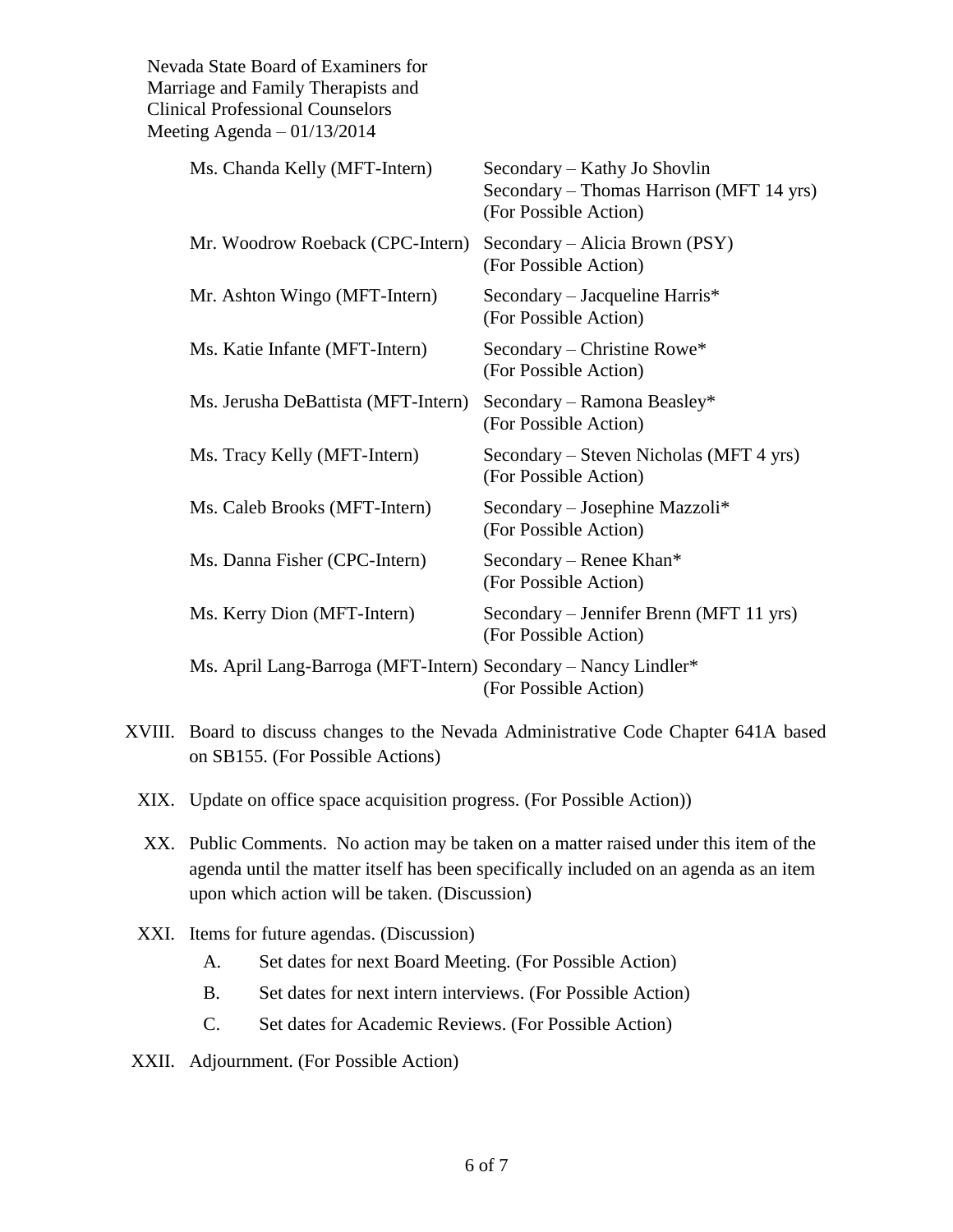| | |
|---|---|
| Ms. Chanda Kelly (MFT-Intern) | Secondary – Kathy Jo Shovlin<br>Secondary – Thomas Harrison (MFT 14 yrs)<br>(For Possible Action) |
| Mr. Woodrow Roeback (CPC-Intern) | Secondary – Alicia Brown (PSY)<br>(For Possible Action) |
| Mr. Ashton Wingo (MFT-Intern) | Secondary – Jacqueline Harris*<br>(For Possible Action) |
| Ms. Katie Infante (MFT-Intern) | Secondary – Christine Rowe*<br>(For Possible Action) |
| Ms. Jerusha DeBattista (MFT-Intern) | Secondary – Ramona Beasley*<br>(For Possible Action) |
| Ms. Tracy Kelly (MFT-Intern) | Secondary – Steven Nicholas (MFT 4 yrs)<br>(For Possible Action) |
| Ms. Caleb Brooks (MFT-Intern) | Secondary – Josephine Mazzoli*<br>(For Possible Action) |
| Ms. Danna Fisher (CPC-Intern) | Secondary – Renee Khan*<br>(For Possible Action) |
| Ms. Kerry Dion (MFT-Intern) | Secondary – Jennifer Brenn (MFT 11 yrs)<br>(For Possible Action) |
| Ms. April Lang-Barroga (MFT-Intern) | Secondary – Nancy Lindler*<br>(For Possible Action) |

XVIII. Board to discuss changes to the Nevada Administrative Code Chapter 641A based on SB155. (For Possible Actions)

XIX. Update on office space acquisition progress. (For Possible Action))

XX. Public Comments. No action may be taken on a matter raised under this item of the agenda until the matter itself has been specifically included on an agenda as an item upon which action will be taken. (Discussion)

XXI. Items for future agendas. (Discussion)

A. Set dates for next Board Meeting. (For Possible Action)

B. Set dates for next intern interviews. (For Possible Action)

C. Set dates for Academic Reviews. (For Possible Action)

XXII. Adjournment. (For Possible Action)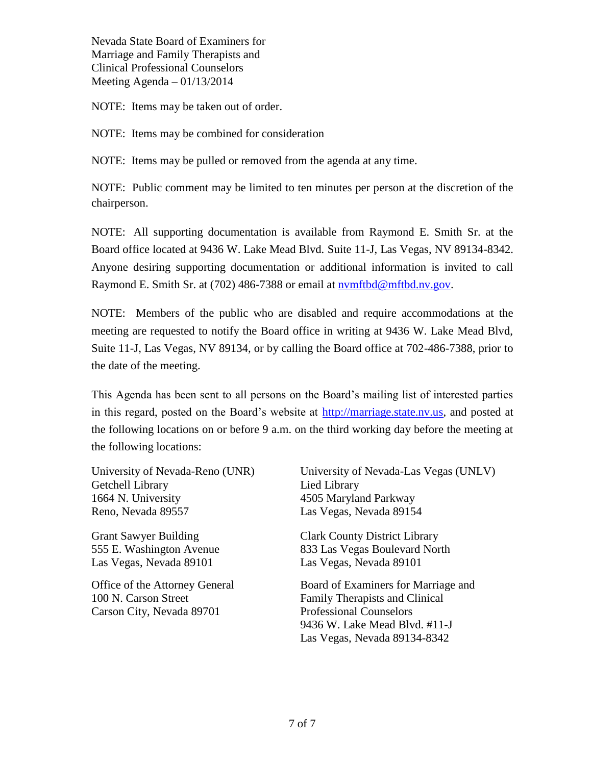Nevada State Board of Examiners for
Marriage and Family Therapists and
Clinical Professional Counselors
Meeting Agenda – 01/13/2014

NOTE: Items may be taken out of order.

NOTE: Items may be combined for consideration

NOTE: Items may be pulled or removed from the agenda at any time.

NOTE: Public comment may be limited to ten minutes per person at the discretion of the chairperson.

NOTE: All supporting documentation is available from Raymond E. Smith Sr. at the Board office located at 9436 W. Lake Mead Blvd. Suite 11-J, Las Vegas, NV 89134-8342. Anyone desiring supporting documentation or additional information is invited to call Raymond E. Smith Sr. at (702) 486-7388 or email at nvmftbd@mftbd.nv.gov.

NOTE: Members of the public who are disabled and require accommodations at the meeting are requested to notify the Board office in writing at 9436 W. Lake Mead Blvd, Suite 11-J, Las Vegas, NV 89134, or by calling the Board office at 702-486-7388, prior to the date of the meeting.

This Agenda has been sent to all persons on the Board's mailing list of interested parties in this regard, posted on the Board's website at http://marriage.state.nv.us, and posted at the following locations on or before 9 a.m. on the third working day before the meeting at the following locations:

University of Nevada-Reno (UNR)
Getchell Library
1664 N. University
Reno, Nevada 89557

University of Nevada-Las Vegas (UNLV)
Lied Library
4505 Maryland Parkway
Las Vegas, Nevada 89154

Grant Sawyer Building
555 E. Washington Avenue
Las Vegas, Nevada 89101

Clark County District Library
833 Las Vegas Boulevard North
Las Vegas, Nevada 89101

Office of the Attorney General
100 N. Carson Street
Carson City, Nevada 89701

Board of Examiners for Marriage and
Family Therapists and Clinical
Professional Counselors
9436 W. Lake Mead Blvd. #11-J
Las Vegas, Nevada 89134-8342